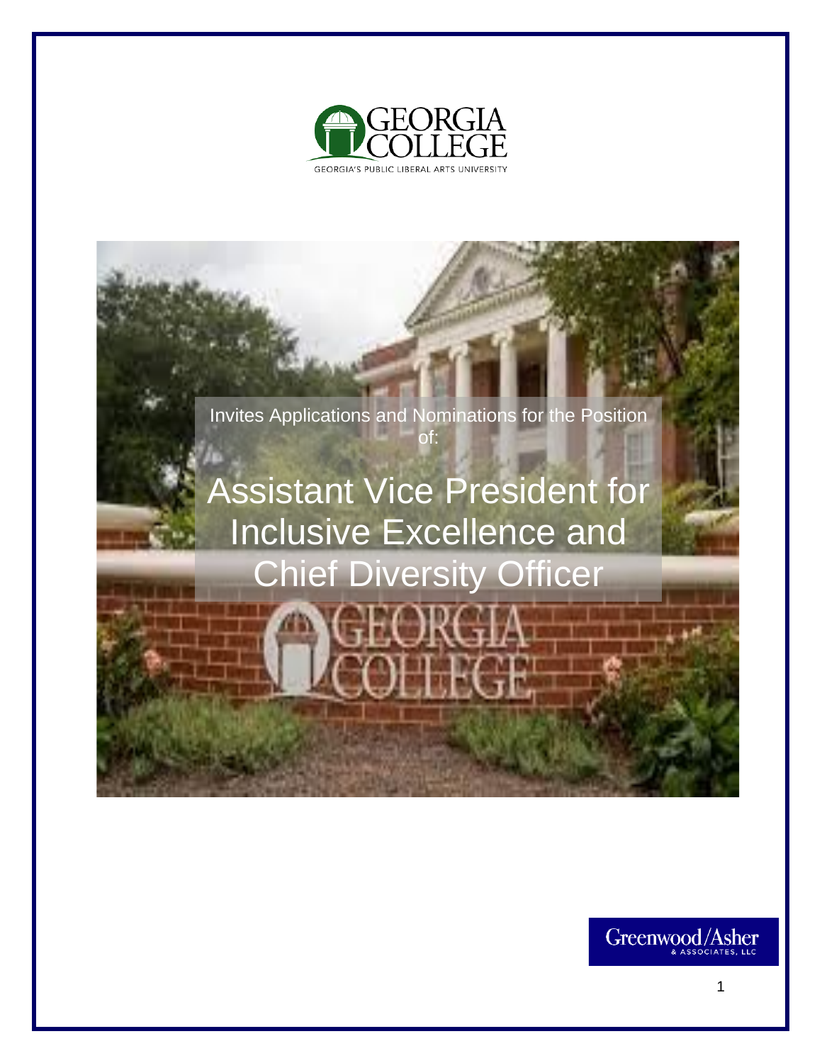GEORGIA COLLEGE

GEORGIA'S PUBLIC LIBERAL ARTS UNIVERSITY

Invites Applications and Nominations for the Position of:

# Assistant Vice President for Inclusive Excellence and Chief Diversity Officer

Greenwood/Asher & Associates, LLC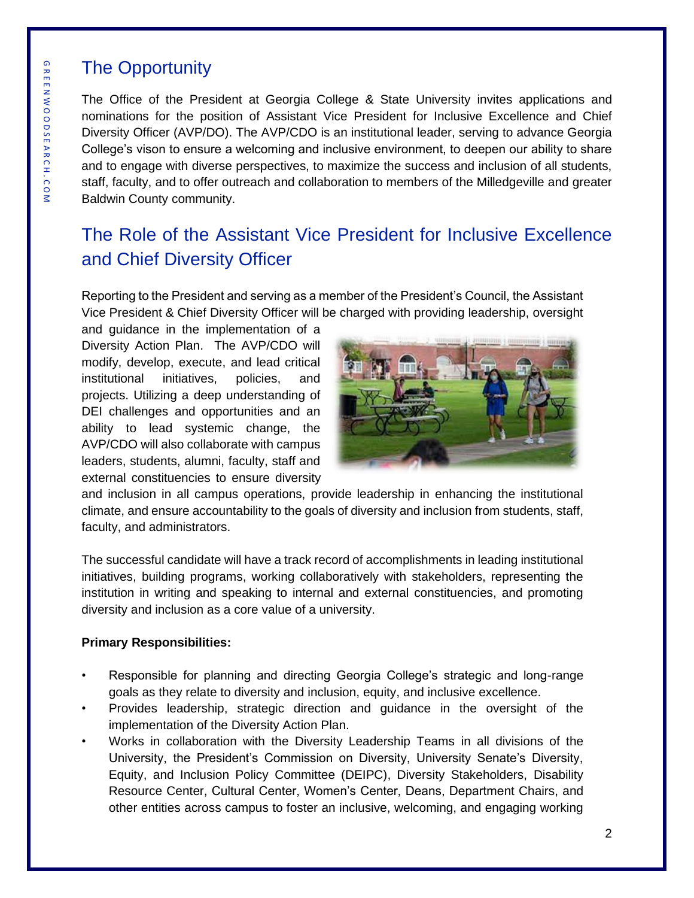## The Opportunity

The Office of the President at Georgia College & State University invites applications and nominations for the position of Assistant Vice President for Inclusive Excellence and Chief Diversity Officer (AVP/DO). The AVP/CDO is an institutional leader, serving to advance Georgia College's vison to ensure a welcoming and inclusive environment, to deepen our ability to share and to engage with diverse perspectives, to maximize the success and inclusion of all students, staff, faculty, and to offer outreach and collaboration to members of the Milledgeville and greater Baldwin County community.

## The Role of the Assistant Vice President for Inclusive Excellence and Chief Diversity Officer

Reporting to the President and serving as a member of the President's Council, the Assistant Vice President & Chief Diversity Officer will be charged with providing leadership, oversight and guidance in the implementation of a Diversity Action Plan. The AVP/CDO will modify, develop, execute, and lead critical institutional initiatives, policies, and projects. Utilizing a deep understanding of DEI challenges and opportunities and an ability to lead systemic change, the AVP/CDO will also collaborate with campus leaders, students, alumni, faculty, staff and external constituencies to ensure diversity and inclusion in all campus operations, provide leadership in enhancing the institutional climate, and ensure accountability to the goals of diversity and inclusion from students, staff, faculty, and administrators.

The successful candidate will have a track record of accomplishments in leading institutional initiatives, building programs, working collaboratively with stakeholders, representing the institution in writing and speaking to internal and external constituencies, and promoting diversity and inclusion as a core value of a university.

**Primary Responsibilities:**

- Responsible for planning and directing Georgia College's strategic and long-range goals as they relate to diversity and inclusion, equity, and inclusive excellence.
- Provides leadership, strategic direction and guidance in the oversight of the implementation of the Diversity Action Plan.
- Works in collaboration with the Diversity Leadership Teams in all divisions of the University, the President's Commission on Diversity, University Senate's Diversity, Equity, and Inclusion Policy Committee (DEIPC), Diversity Stakeholders, Disability Resource Center, Cultural Center, Women's Center, Deans, Department Chairs, and other entities across campus to foster an inclusive, welcoming, and engaging working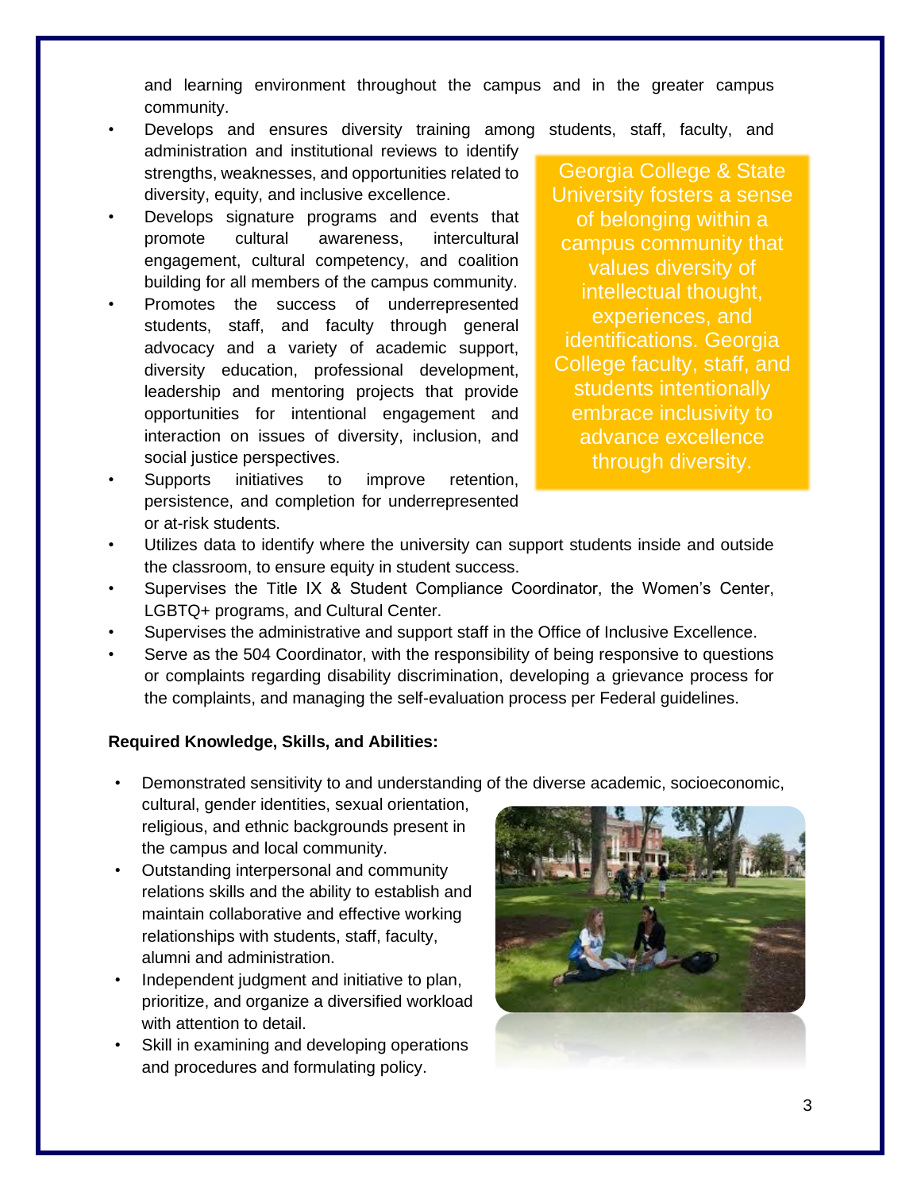and learning environment throughout the campus and in the greater campus community.

- Develops and ensures diversity training among students, staff, faculty, and administration and institutional reviews to identify strengths, weaknesses, and opportunities related to diversity, equity, and inclusive excellence.
- Develops signature programs and events that promote cultural awareness, intercultural engagement, cultural competency, and coalition building for all members of the campus community.
- Promotes the success of underrepresented students, staff, and faculty through general advocacy and a variety of academic support, diversity education, professional development, leadership and mentoring projects that provide opportunities for intentional engagement and interaction on issues of diversity, inclusion, and social justice perspectives.
- Supports initiatives to improve retention, persistence, and completion for underrepresented or at-risk students.
- Utilizes data to identify where the university can support students inside and outside the classroom, to ensure equity in student success.
- Supervises the Title IX & Student Compliance Coordinator, the Women's Center, LGBTQ+ programs, and Cultural Center.
- Supervises the administrative and support staff in the Office of Inclusive Excellence.
- Serve as the 504 Coordinator, with the responsibility of being responsive to questions or complaints regarding disability discrimination, developing a grievance process for the complaints, and managing the self-evaluation process per Federal guidelines.

Georgia College & State University fosters a sense of belonging within a campus community that values diversity of intellectual thought, experiences, and identifications. Georgia College faculty, staff, and students intentionally embrace inclusivity to advance excellence through diversity.

**Required Knowledge, Skills, and Abilities:**

- Demonstrated sensitivity to and understanding of the diverse academic, socioeconomic, cultural, gender identities, sexual orientation, religious, and ethnic backgrounds present in the campus and local community.
- Outstanding interpersonal and community relations skills and the ability to establish and maintain collaborative and effective working relationships with students, staff, faculty, alumni and administration.
- Independent judgment and initiative to plan, prioritize, and organize a diversified workload with attention to detail.
- Skill in examining and developing operations and procedures and formulating policy.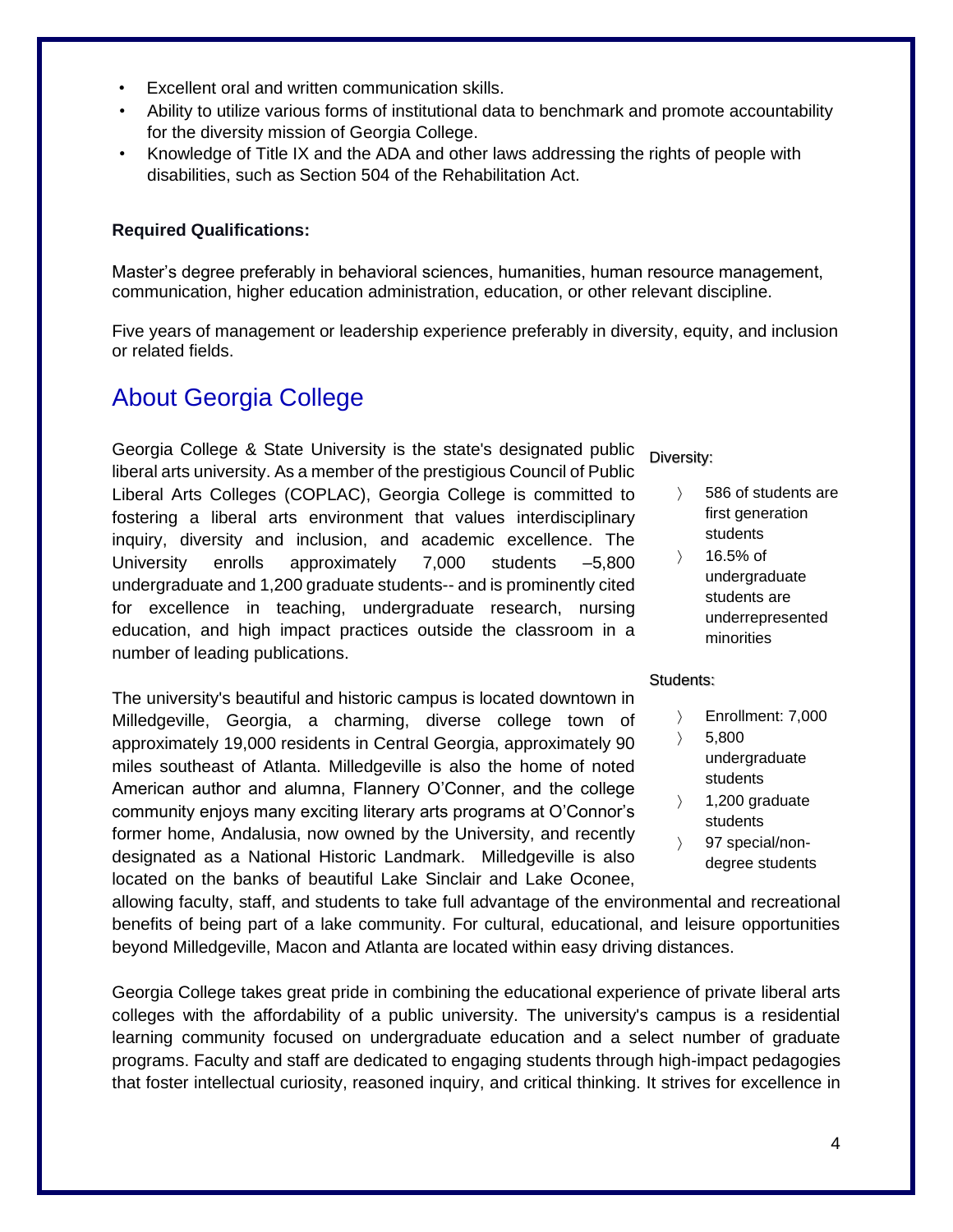- Excellent oral and written communication skills.
- Ability to utilize various forms of institutional data to benchmark and promote accountability for the diversity mission of Georgia College.
- Knowledge of Title IX and the ADA and other laws addressing the rights of people with disabilities, such as Section 504 of the Rehabilitation Act.

**Required Qualifications:**

Master's degree preferably in behavioral sciences, humanities, human resource management, communication, higher education administration, education, or other relevant discipline.

Five years of management or leadership experience preferably in diversity, equity, and inclusion or related fields.

## About Georgia College

Georgia College & State University is the state's designated public liberal arts university. As a member of the prestigious Council of Public Liberal Arts Colleges (COPLAC), Georgia College is committed to fostering a liberal arts environment that values interdisciplinary inquiry, diversity and inclusion, and academic excellence. The University enrolls approximately 7,000 students –5,800 undergraduate and 1,200 graduate students-- and is prominently cited for excellence in teaching, undergraduate research, nursing education, and high impact practices outside the classroom in a number of leading publications.

The university's beautiful and historic campus is located downtown in Milledgeville, Georgia, a charming, diverse college town of approximately 19,000 residents in Central Georgia, approximately 90 miles southeast of Atlanta. Milledgeville is also the home of noted American author and alumna, Flannery O'Conner, and the college community enjoys many exciting literary arts programs at O'Connor's former home, Andalusia, now owned by the University, and recently designated as a National Historic Landmark. Milledgeville is also located on the banks of beautiful Lake Sinclair and Lake Oconee, allowing faculty, staff, and students to take full advantage of the environmental and recreational benefits of being part of a lake community. For cultural, educational, and leisure opportunities beyond Milledgeville, Macon and Atlanta are located within easy driving distances.

Diversity:

- 586 of students are first generation students
- 16.5% of undergraduate students are underrepresented minorities

Students:

- Enrollment: 7,000
- 5,800 undergraduate students
- 1,200 graduate students
- 97 special/non-degree students

Georgia College takes great pride in combining the educational experience of private liberal arts colleges with the affordability of a public university. The university's campus is a residential learning community focused on undergraduate education and a select number of graduate programs. Faculty and staff are dedicated to engaging students through high-impact pedagogies that foster intellectual curiosity, reasoned inquiry, and critical thinking. It strives for excellence in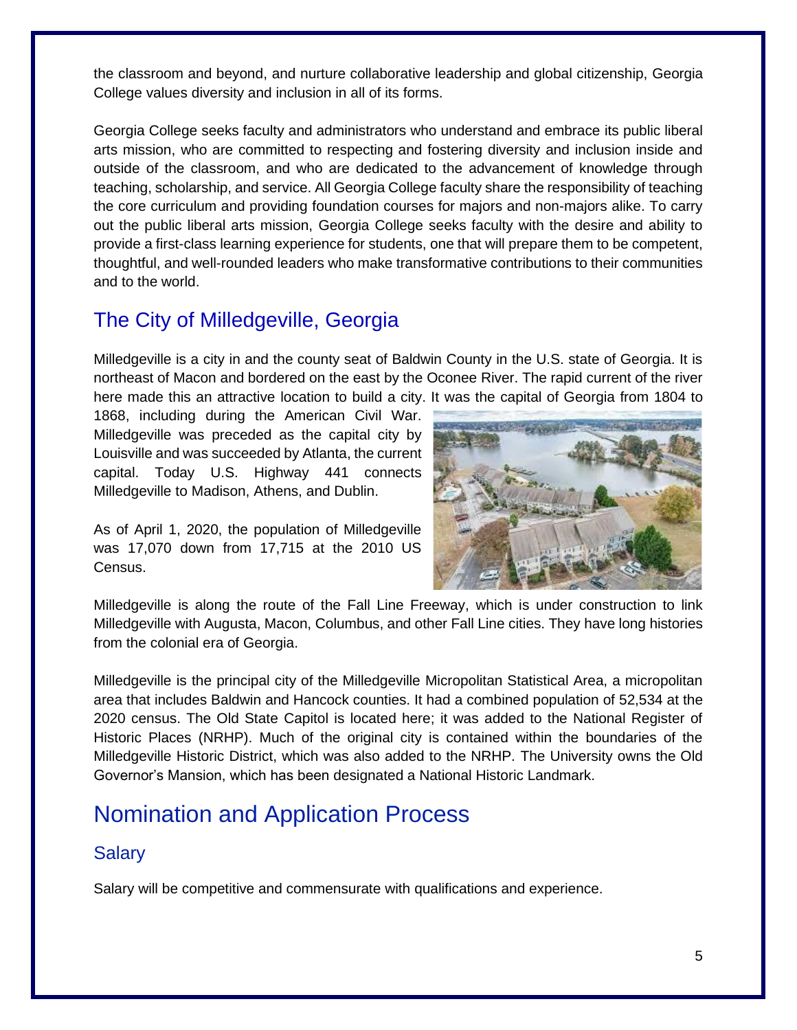the classroom and beyond, and nurture collaborative leadership and global citizenship, Georgia College values diversity and inclusion in all of its forms.

Georgia College seeks faculty and administrators who understand and embrace its public liberal arts mission, who are committed to respecting and fostering diversity and inclusion inside and outside of the classroom, and who are dedicated to the advancement of knowledge through teaching, scholarship, and service. All Georgia College faculty share the responsibility of teaching the core curriculum and providing foundation courses for majors and non-majors alike. To carry out the public liberal arts mission, Georgia College seeks faculty with the desire and ability to provide a first-class learning experience for students, one that will prepare them to be competent, thoughtful, and well-rounded leaders who make transformative contributions to their communities and to the world.

## The City of Milledgeville, Georgia

Milledgeville is a city in and the county seat of Baldwin County in the U.S. state of Georgia. It is northeast of Macon and bordered on the east by the Oconee River. The rapid current of the river here made this an attractive location to build a city. It was the capital of Georgia from 1804 to 1868, including during the American Civil War. Milledgeville was preceded as the capital city by Louisville and was succeeded by Atlanta, the current capital. Today U.S. Highway 441 connects Milledgeville to Madison, Athens, and Dublin.

As of April 1, 2020, the population of Milledgeville was 17,070 down from 17,715 at the 2010 US Census.

Milledgeville is along the route of the Fall Line Freeway, which is under construction to link Milledgeville with Augusta, Macon, Columbus, and other Fall Line cities. They have long histories from the colonial era of Georgia.

Milledgeville is the principal city of the Milledgeville Micropolitan Statistical Area, a micropolitan area that includes Baldwin and Hancock counties. It had a combined population of 52,534 at the 2020 census. The Old State Capitol is located here; it was added to the National Register of Historic Places (NRHP). Much of the original city is contained within the boundaries of the Milledgeville Historic District, which was also added to the NRHP. The University owns the Old Governor's Mansion, which has been designated a National Historic Landmark.

# Nomination and Application Process

## Salary

Salary will be competitive and commensurate with qualifications and experience.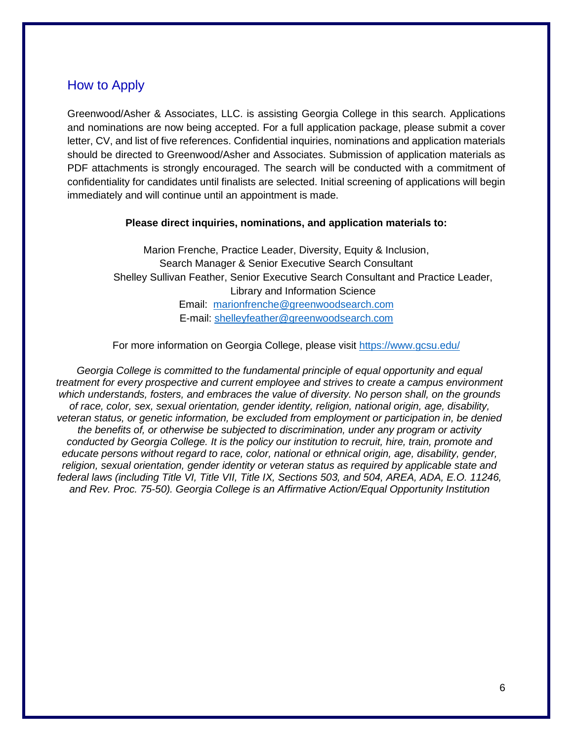## How to Apply

Greenwood/Asher & Associates, LLC. is assisting Georgia College in this search. Applications and nominations are now being accepted. For a full application package, please submit a cover letter, CV, and list of five references. Confidential inquiries, nominations and application materials should be directed to Greenwood/Asher and Associates. Submission of application materials as PDF attachments is strongly encouraged. The search will be conducted with a commitment of confidentiality for candidates until finalists are selected. Initial screening of applications will begin immediately and will continue until an appointment is made.

**Please direct inquiries, nominations, and application materials to:**

Marion Frenche, Practice Leader, Diversity, Equity & Inclusion,
Search Manager & Senior Executive Search Consultant
Shelley Sullivan Feather, Senior Executive Search Consultant and Practice Leader,
Library and Information Science
Email: marionfrenche@greenwoodsearch.com
E-mail: shelleyfeather@greenwoodsearch.com

For more information on Georgia College, please visit https://www.gcsu.edu/

*Georgia College is committed to the fundamental principle of equal opportunity and equal treatment for every prospective and current employee and strives to create a campus environment which understands, fosters, and embraces the value of diversity. No person shall, on the grounds of race, color, sex, sexual orientation, gender identity, religion, national origin, age, disability, veteran status, or genetic information, be excluded from employment or participation in, be denied the benefits of, or otherwise be subjected to discrimination, under any program or activity conducted by Georgia College. It is the policy our institution to recruit, hire, train, promote and educate persons without regard to race, color, national or ethnical origin, age, disability, gender, religion, sexual orientation, gender identity or veteran status as required by applicable state and federal laws (including Title VI, Title VII, Title IX, Sections 503, and 504, AREA, ADA, E.O. 11246, and Rev. Proc. 75-50). Georgia College is an Affirmative Action/Equal Opportunity Institution*